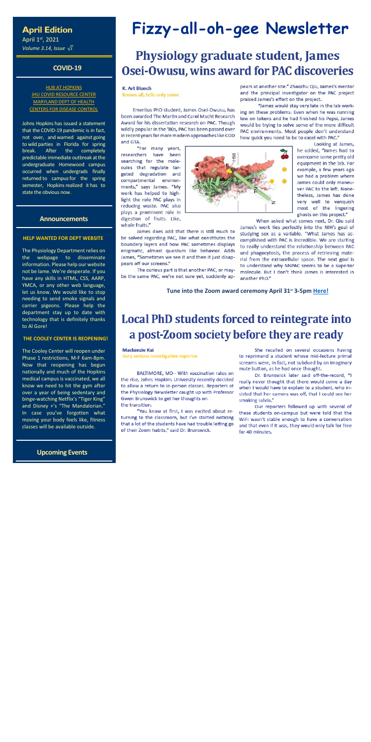**April Edition**

April 1st, 2021

*Volume 3.14, Issue $\sqrt{i}$*

## COVID-19

HUB AT HOPKINS
JHU COVID RESOURCE CENTER
MARYLAND DEPT OF HEALTH
CENTERS FOR DISEASE CONTROL

Johns Hopkins has issued a statement that the COVID-19 pandemic is in fact, not over, and warned against going to wild parties in Florida for spring break. After the completely predictable immediate outbreak at the undergraduate Homewood campus occurred when undergrads finally returned to campus for the spring semester, Hopkins realized it has to state the obvious now.

## Announcements

### HELP WANTED FOR DEPT WEBSITE

The Physiology Department relies on the webpage to disseminate information. Please help our website not be lame. We're desperate. If you have any skills in HTML, CSS, AARP, YMCA, or any other web language, let us know. We would like to stop needing to send smoke signals and carrier pigeons. Please help the department stay up to date with technology that is definitely thanks to Al Gore!

### THE COOLEY CENTER IS REOPENING!

The Cooley Center will reopen under Phase 1 restrictions, M-F 6am-8pm. Now that reopening has begun nationally and much of the Hopkins medical campus is vaccinated, we all know we need to hit the gym after over a year of being sedentary and binge-watching Netflix's "Tiger King" and Disney +'s "The Mandalorian." In case you've forgotten what moving your body feels like, fitness classes will be available outside.

## Upcoming Events

# Fizzy-all-oh-gee Newsletter

## Physiology graduate student, James Osei-Owusu, wins award for PAC discoveries

**K. Art Blonch**
Knows all, tells only some

Emeritus PhD student, James Osei-Owusu, has been awarded The Martin and Carol Macht Research Award for his dissertation research on PAC. Though wildly popular in the '80s, PAC has been passed over in recent years for more modern approaches like COD and GTA.

"For many years, researchers have been searching for the molecules that regulate targeted degradation and compartmental environments," says James. "My work has helped to highlight the role PAC plays in reducing waste. PAC also plays a prominent role in digestion of fruits. Like, whole fruits."

James does add that there is still much to be solved regarding PAC, like what constitutes the boundary layers and how PAC sometimes displays enigmatic, almost quantum like behavior. Adds James, "Sometimes we see it and then it just disappears off our screens."

The curious part is that another PAC, or maybe the same PAC, we're not sure yet, suddenly appears at another site." Zhaozhu Qiu, James's mentor and the principal investigator on the PAC project praised James's effort on the project.

"James would stay very late in the lab working on these problems. Even when he was running low on tokens and he had finished his Pepsi, James would be trying to solve some of the more difficult PAC environments. Most people don't understand how quick you need to be to excel with PAC."

Looking at James, he added, "James had to overcome some pretty old equipment in the lab. For example, a few years ago we had a problem where James could only maneuver PAC to the left. Nonetheless, James has done very well to vanquish most of the lingering ghosts on this project."

When asked what comes next, Dr. Qiu said James's work ties perfectly into the NIH's goal of studying sex as a variable. "What James has accomplished with PAC is incredible. We are starting to really understand the relationship between PAC and phagocytosis, the process of retrieving material from the extracellular space. The next goal is to understand why MsPAC seems to be a superior molecule. But I don't think James is interested in another PhD."

**Tune into the Zoom award ceremony April 31st 3-5pm Here!**

## Local PhD students forced to reintegrate into a post-Zoom society before they are ready

**Mackenzie Kui**
Very serious investigative reporter

BALTIMORE, MD-- With vaccination rates on the rise, Johns Hopkins University recently decided to allow a return to in-person classes. Reporters at the Physiology Newsletter caught up with Professor Gwen Brunswick to get her thoughts on the transition.

"You know at first, I was excited about returning to the classroom, but I've started noticing that a lot of the students have had trouble letting go of their Zoom habits," said Dr. Brunswick.

She recalled on several occasions having to reprimand a student whose mid-lecture primal screams were, in fact, not subdued by an imaginary mute button, as he had once thought.

Dr. Brunswick later said off-the-record, "I really never thought that there would come a day when I would have to explain to a student, who insisted that her camera was off, that I could see her smoking salvia."

Our reporters followed up with several of these students on-campus but were told that the WiFi wasn't stable enough to have a conversation and that even if it was, they would only talk for free for 40 minutes.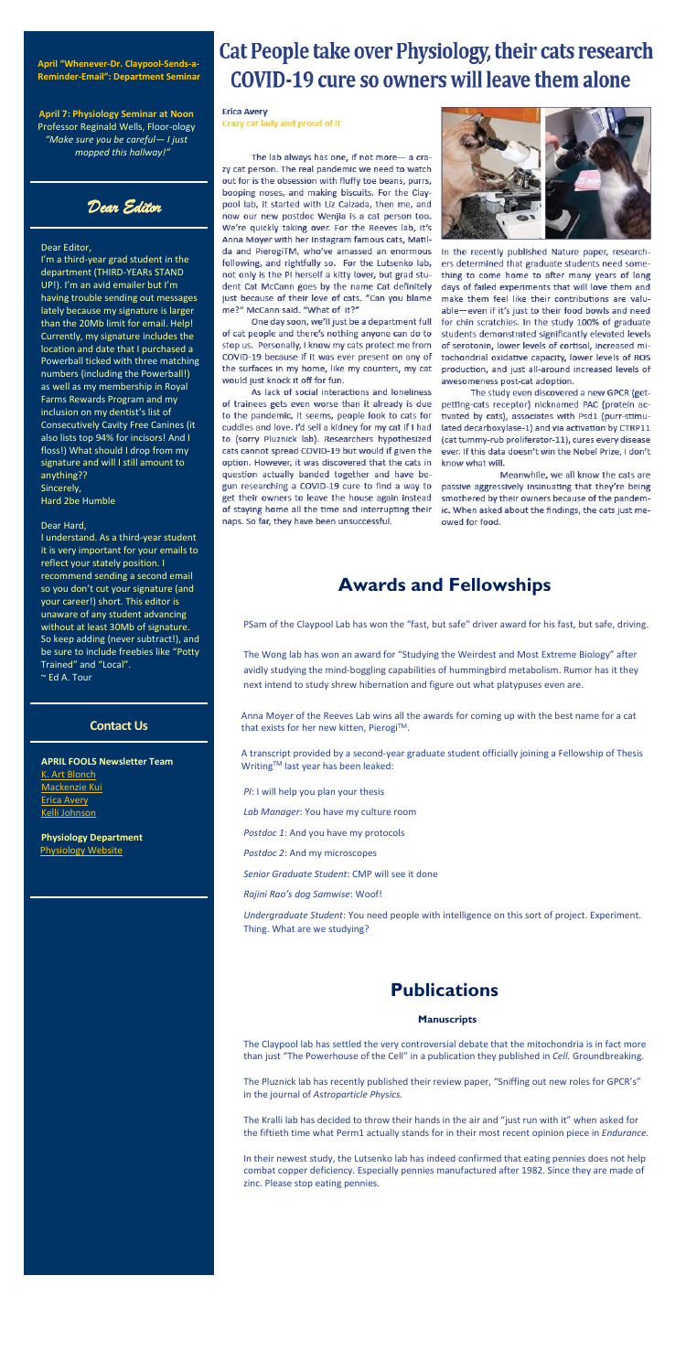**April "Whenever-Dr. Claypool-Sends-a-Reminder-Email": Department Seminar**

**April 7: Physiology Seminar at Noon**
Professor Reginald Wells, Floor-ology
*"Make sure you be careful— I just mopped this hallway!"*

## *Dear Editor*

Dear Editor,

I'm a third-year grad student in the department (THIRD-YEARs STAND UP!). I'm an avid emailer but I'm having trouble sending out messages lately because my signature is larger than the 20Mb limit for email. Help! Currently, my signature includes the location and date that I purchased a Powerball ticked with three matching numbers (including the Powerball!) as well as my membership in Royal Farms Rewards Program and my inclusion on my dentist's list of Consecutively Cavity Free Canines (it also lists top 94% for incisors! And I floss!) What should I drop from my signature and will I still amount to anything??

Sincerely,
Hard 2be Humble

Dear Hard,

I understand. As a third-year student it is very important for your emails to reflect your stately position. I recommend sending a second email so you don't cut your signature (and your career!) short. This editor is unaware of any student advancing without at least 30Mb of signature. So keep adding (never subtract!), and be sure to include freebies like "Potty Trained" and "Local".
~ Ed A. Tour

### Contact Us

**APRIL FOOLS Newsletter Team**
K. Art Blonch
Mackenzie Kui
Erica Avery
Kelli Johnson

**Physiology Department**
Physiology Website

# Cat People take over Physiology, their cats research COVID-19 cure so owners will leave them alone

**Erica Avery**
Crazy cat lady and proud of it

The lab always has one, if not more— a crazy cat person. The real pandemic we need to watch out for is the obsession with fluffy toe beans, purrs, booping noses, and making biscuits. For the Claypool lab, it started with Liz Calzada, then me, and now our new postdoc Wenjia is a cat person too. We're quickly taking over. For the Reeves lab, it's Anna Moyer with her Instagram famous cats, Matilda and PierogiTM, who've amassed an enormous following, and rightfully so. For the Lutsenko lab, not only is the PI herself a kitty lover, but grad student Cat McCann goes by the name Cat definitely just because of their love of cats. "Can you blame me?" McCann said. "What of it?"

One day soon, we'll just be a department full of cat people and there's nothing anyone can do to stop us. Personally, I know my cats protect me from COVID-19 because if it was ever present on any of the surfaces in my home, like my counters, my cat would just knock it off for fun.

As lack of social interactions and loneliness of trainees gets even worse than it already is due to the pandemic, it seems, people look to cats for cuddles and love. I'd sell a kidney for my cat if I had to (sorry Pluznick lab). Researchers hypothesized cats cannot spread COVID-19 but would if given the option. However, it was discovered that the cats in question actually banded together and have begun researching a COVID-19 cure to find a way to get their owners to leave the house again instead of staying home all the time and interrupting their naps. So far, they have been unsuccessful.

In the recently published Nature paper, researchers determined that graduate students need something to come home to after many years of long days of failed experiments that will love them and make them feel like their contributions are valuable—even if it's just to their food bowls and need for chin scratchies. In the study 100% of graduate students demonstrated significantly elevated levels of serotonin, lower levels of cortisol, increased mitochondrial oxidative capacity, lower levels of ROS production, and just all-around increased levels of awesomeness post-cat adoption.

The study even discovered a new GPCR (getting-petting-cats receptor) nicknamed PAC (protein activated by cats), associates with Psd1 (purr-stimulated decarboxylase-1) and via activation by CTRP11 (cat tummy-rub proliferator-11), cures every disease ever. If this data doesn't win the Nobel Prize, I don't know what will.

Meanwhile, we all know the cats are passive aggressively insinuating that they're being smothered by their owners because of the pandemic. When asked about the findings, the cats just meowed for food.

# Awards and Fellowships

PSam of the Claypool Lab has won the "fast, but safe" driver award for his fast, but safe, driving.

The Wong lab has won an award for "Studying the Weirdest and Most Extreme Biology" after avidly studying the mind-boggling capabilities of hummingbird metabolism. Rumor has it they next intend to study shrew hibernation and figure out what platypuses even are.

Anna Moyer of the Reeves Lab wins all the awards for coming up with the best name for a cat that exists for her new kitten, Pierogi™.

A transcript provided by a second-year graduate student officially joining a Fellowship of Thesis Writing™ last year has been leaked:

*PI*: I will help you plan your thesis

*Lab Manager*: You have my culture room

*Postdoc 1*: And you have my protocols

*Postdoc 2*: And my microscopes

*Senior Graduate Student*: CMP will see it done

*Rajini Rao's dog Samwise*: Woof!

*Undergraduate Student*: You need people with intelligence on this sort of project. Experiment. Thing. What are we studying?

# Publications

### Manuscripts

The Claypool lab has settled the very controversial debate that the mitochondria is in fact more than just "The Powerhouse of the Cell" in a publication they published in *Cell.* Groundbreaking.

The Pluznick lab has recently published their review paper, "Sniffing out new roles for GPCR's" in the journal of *Astroparticle Physics.*

The Kralli lab has decided to throw their hands in the air and "just run with it" when asked for the fiftieth time what Perm1 actually stands for in their most recent opinion piece in *Endurance.*

In their newest study, the Lutsenko lab has indeed confirmed that eating pennies does not help combat copper deficiency. Especially pennies manufactured after 1982. Since they are made of zinc. Please stop eating pennies.